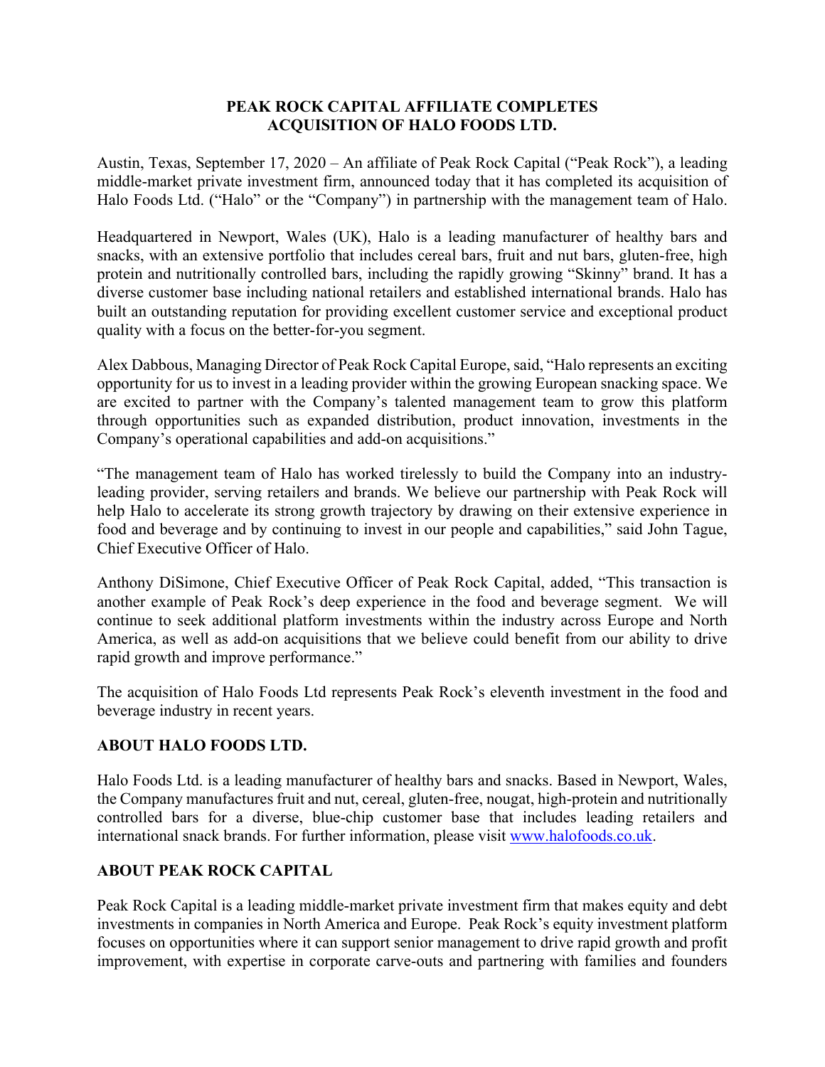# PEAK ROCK CAPITAL AFFILIATE COMPLETES ACQUISITION OF HALO FOODS LTD.

Austin, Texas, September 17, 2020 – An affiliate of Peak Rock Capital ("Peak Rock"), a leading middle-market private investment firm, announced today that it has completed its acquisition of Halo Foods Ltd. ("Halo" or the "Company") in partnership with the management team of Halo.

Headquartered in Newport, Wales (UK), Halo is a leading manufacturer of healthy bars and snacks, with an extensive portfolio that includes cereal bars, fruit and nut bars, gluten-free, high protein and nutritionally controlled bars, including the rapidly growing "Skinny" brand. It has a diverse customer base including national retailers and established international brands. Halo has built an outstanding reputation for providing excellent customer service and exceptional product quality with a focus on the better-for-you segment.

Alex Dabbous, Managing Director of Peak Rock Capital Europe, said, "Halo represents an exciting opportunity for us to invest in a leading provider within the growing European snacking space. We are excited to partner with the Company's talented management team to grow this platform through opportunities such as expanded distribution, product innovation, investments in the Company's operational capabilities and add-on acquisitions."

"The management team of Halo has worked tirelessly to build the Company into an industry-leading provider, serving retailers and brands. We believe our partnership with Peak Rock will help Halo to accelerate its strong growth trajectory by drawing on their extensive experience in food and beverage and by continuing to invest in our people and capabilities," said John Tague, Chief Executive Officer of Halo.

Anthony DiSimone, Chief Executive Officer of Peak Rock Capital, added, "This transaction is another example of Peak Rock's deep experience in the food and beverage segment. We will continue to seek additional platform investments within the industry across Europe and North America, as well as add-on acquisitions that we believe could benefit from our ability to drive rapid growth and improve performance."

The acquisition of Halo Foods Ltd represents Peak Rock's eleventh investment in the food and beverage industry in recent years.

## ABOUT HALO FOODS LTD.

Halo Foods Ltd. is a leading manufacturer of healthy bars and snacks. Based in Newport, Wales, the Company manufactures fruit and nut, cereal, gluten-free, nougat, high-protein and nutritionally controlled bars for a diverse, blue-chip customer base that includes leading retailers and international snack brands. For further information, please visit [www.halofoods.co.uk](http://www.halofoods.co.uk).

## ABOUT PEAK ROCK CAPITAL

Peak Rock Capital is a leading middle-market private investment firm that makes equity and debt investments in companies in North America and Europe. Peak Rock's equity investment platform focuses on opportunities where it can support senior management to drive rapid growth and profit improvement, with expertise in corporate carve-outs and partnering with families and founders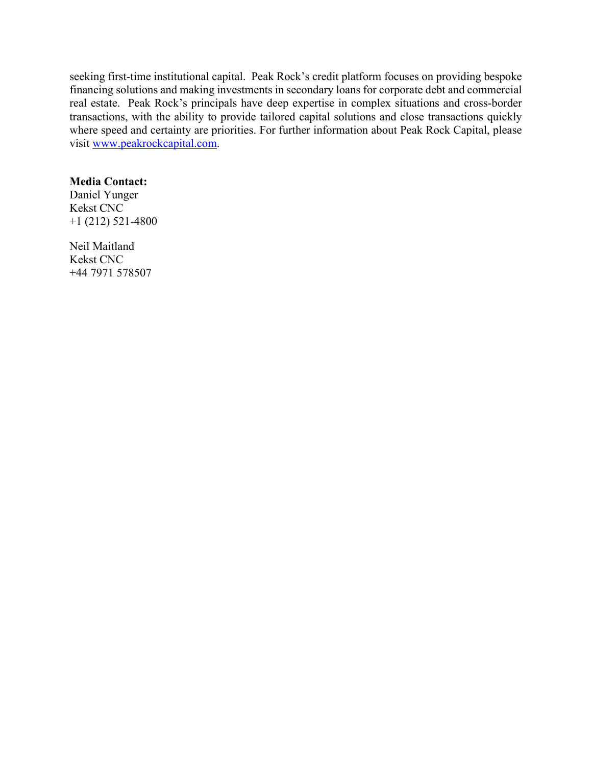seeking first-time institutional capital. Peak Rock's credit platform focuses on providing bespoke financing solutions and making investments in secondary loans for corporate debt and commercial real estate. Peak Rock's principals have deep expertise in complex situations and cross-border transactions, with the ability to provide tailored capital solutions and close transactions quickly where speed and certainty are priorities. For further information about Peak Rock Capital, please visit www.peakrockcapital.com.

**Media Contact:**
Daniel Yunger
Kekst CNC
+1 (212) 521-4800

Neil Maitland
Kekst CNC
+44 7971 578507